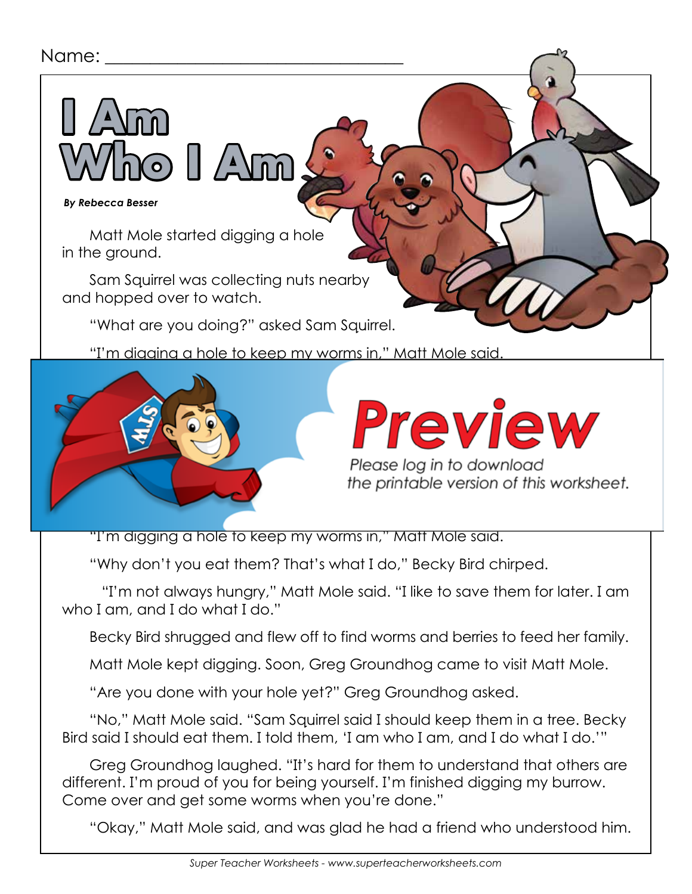Name: ___________________________________

# I Am Who I Am

***By Rebecca Besser***

Matt Mole started digging a hole in the ground.

Sam Squirrel was collecting nuts nearby and hopped over to watch.

"What are you doing?" asked Sam Squirrel.

"I'm digging a hole to keep my worms in," Matt Mole said.

**Preview**

*Please log in to download the printable version of this worksheet.*

"I'm digging a hole to keep my worms in," Matt Mole said.

"Why don't you eat them? That's what I do," Becky Bird chirped.

"I'm not always hungry," Matt Mole said. "I like to save them for later. I am who I am, and I do what I do."

Becky Bird shrugged and flew off to find worms and berries to feed her family.

Matt Mole kept digging. Soon, Greg Groundhog came to visit Matt Mole.

"Are you done with your hole yet?" Greg Groundhog asked.

"No," Matt Mole said. "Sam Squirrel said I should keep them in a tree. Becky Bird said I should eat them. I told them, 'I am who I am, and I do what I do.'"

Greg Groundhog laughed. "It's hard for them to understand that others are different. I'm proud of you for being yourself. I'm finished digging my burrow. Come over and get some worms when you're done."

"Okay," Matt Mole said, and was glad he had a friend who understood him.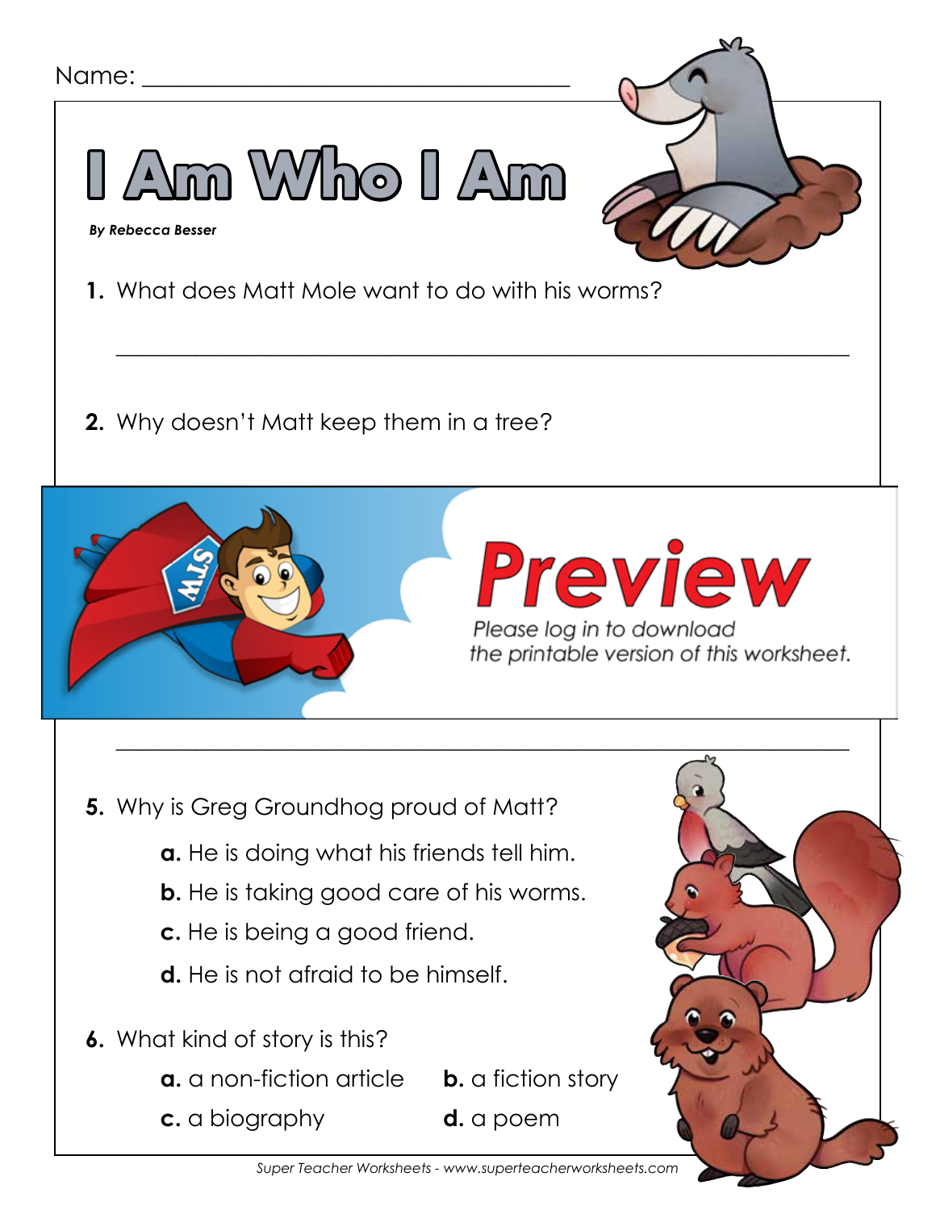Name: ___________________________________

# I Am Who I Am

***By Rebecca Besser***

**1.** What does Matt Mole want to do with his worms?

_______________________________________________________________

**2.** Why doesn't Matt keep them in a tree?

Preview

Please log in to download the printable version of this worksheet.

_______________________________________________________________

**5.** Why is Greg Groundhog proud of Matt?

**a.** He is doing what his friends tell him.

**b.** He is taking good care of his worms.

**c.** He is being a good friend.

**d.** He is not afraid to be himself.

**6.** What kind of story is this?

**a.** a non-fiction article

**b.** a fiction story

**c.** a biography

**d.** a poem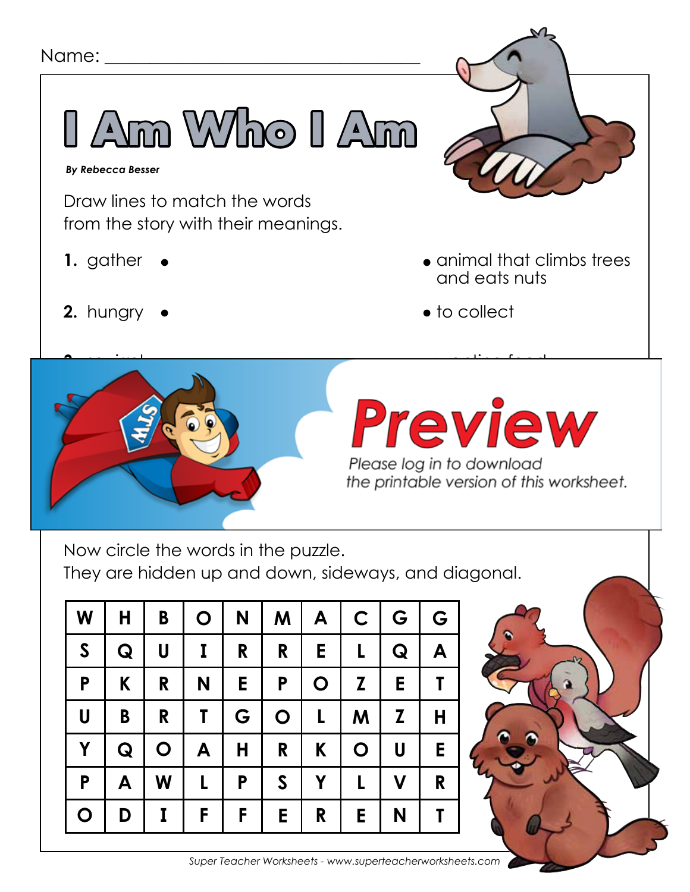Name: ___________________________________

# I Am Who I Am

***By Rebecca Besser***

Draw lines to match the words from the story with their meanings.

**1.** gather • • animal that climbs trees and eats nuts

**2.** hungry • • to collect

Now circle the words in the puzzle.
They are hidden up and down, sideways, and diagonal.

| W | H | B | O | N | M | A | C | G | G |
|---|---|---|---|---|---|---|---|---|---|
| S | Q | U | I | R | R | E | L | Q | A |
| P | K | R | N | E | P | O | Z | E | T |
| U | B | R | T | G | O | L | M | Z | H |
| Y | Q | O | A | H | R | K | O | U | E |
| P | A | W | L | P | S | Y | L | V | R |
| O | D | I | F | F | E | R | E | N | T |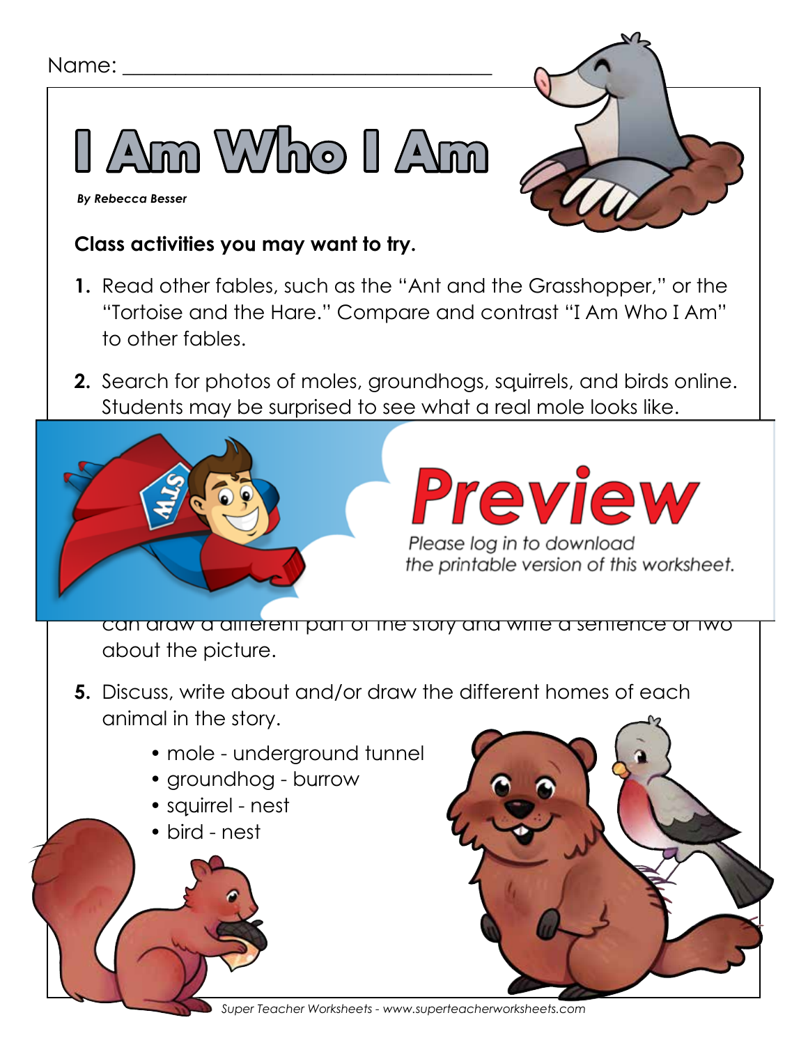Name: ___________________________________

# I Am Who I Am

***By Rebecca Besser***

**Class activities you may want to try.**

1. Read other fables, such as the "Ant and the Grasshopper," or the "Tortoise and the Hare." Compare and contrast "I Am Who I Am" to other fables.

2. Search for photos of moles, groundhogs, squirrels, and birds online. Students may be surprised to see what a real mole looks like.

can draw a different part of the story and write a sentence or two about the picture.

5. Discuss, write about and/or draw the different homes of each animal in the story.
   - mole - underground tunnel
   - groundhog - burrow
   - squirrel - nest
   - bird - nest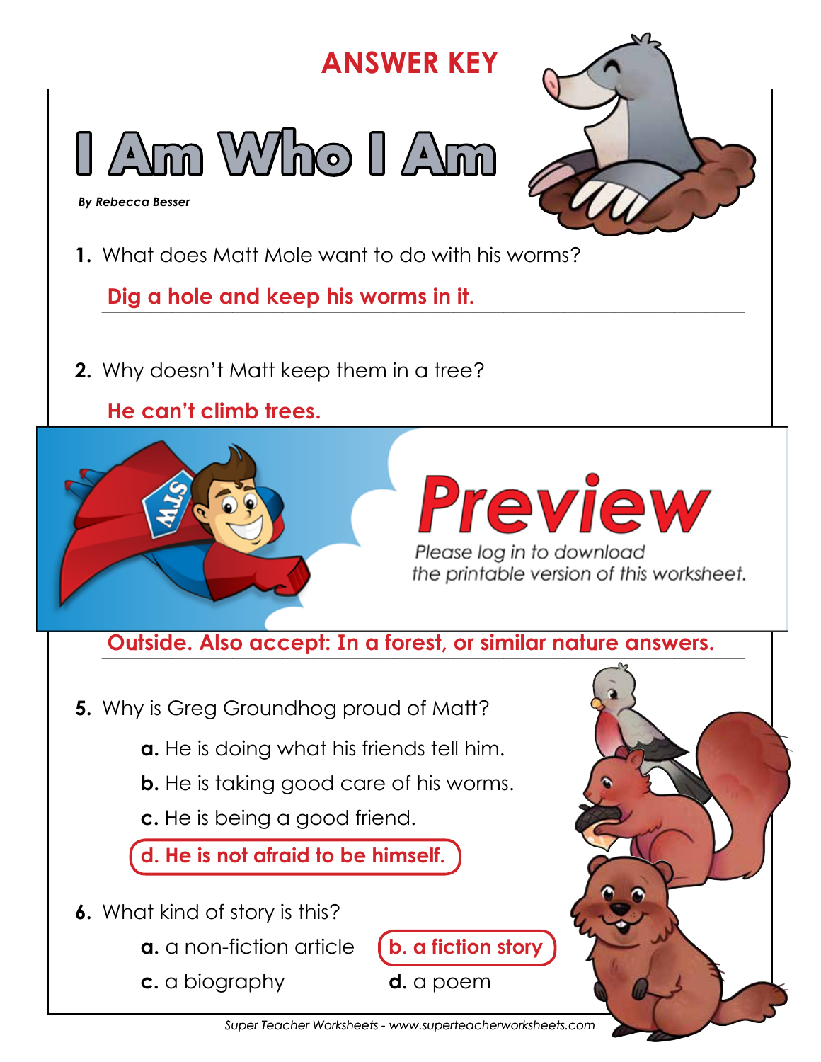# ANSWER KEY

# I Am Who I Am

*By Rebecca Besser*

**1.** What does Matt Mole want to do with his worms?

**Dig a hole and keep his worms in it.**

**2.** Why doesn't Matt keep them in a tree?

**He can't climb trees.**

**Preview**

*Please log in to download the printable version of this worksheet.*

**Outside. Also accept: In a forest, or similar nature answers.**

**5.** Why is Greg Groundhog proud of Matt?

- **a.** He is doing what his friends tell him.
- **b.** He is taking good care of his worms.
- **c.** He is being a good friend.
- **d. He is not afraid to be himself.**

**6.** What kind of story is this?

- **a.** a non-fiction article
- **b. a fiction story**
- **c.** a biography
- **d.** a poem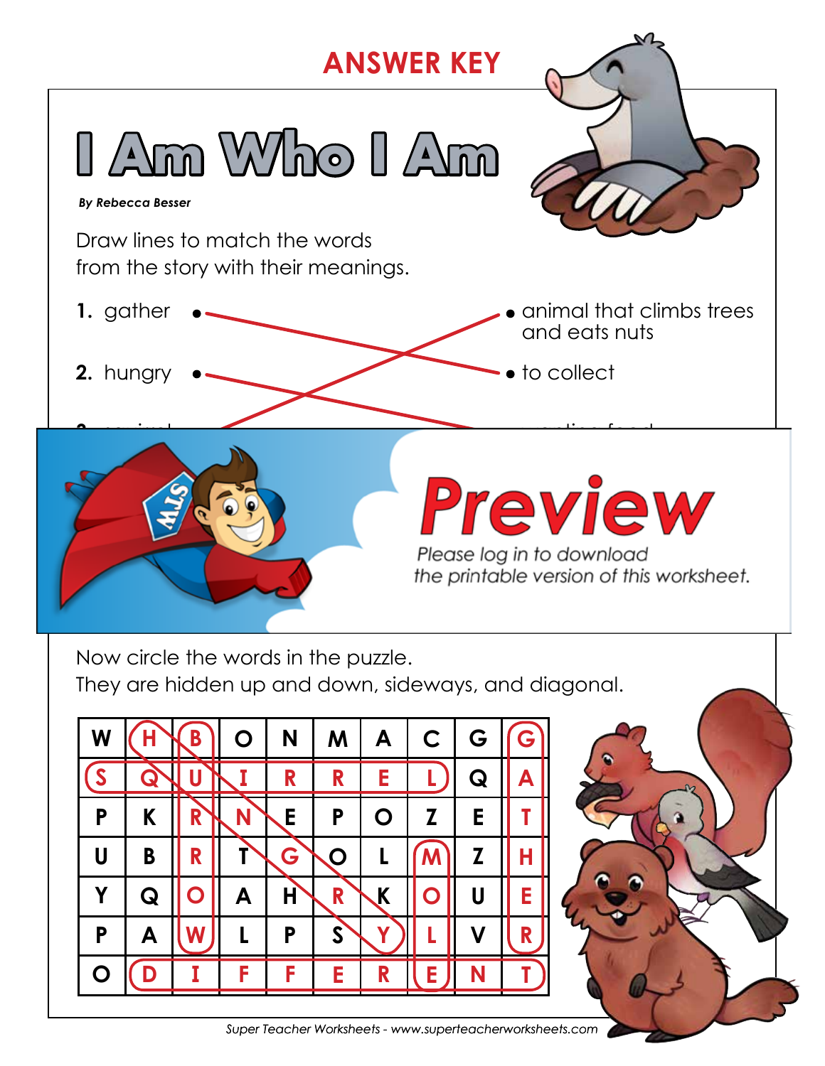**ANSWER KEY**

# I Am Who I Am

***By Rebecca Besser***

Draw lines to match the words from the story with their meanings.

**1.** gather • — • to collect

**2.** hungry •

• animal that climbs trees and eats nuts

**Preview**

*Please log in to download the printable version of this worksheet.*

Now circle the words in the puzzle.
They are hidden up and down, sideways, and diagonal.

| | | | | | | | | | |
|---|---|---|---|---|---|---|---|---|---|
| W | H | B | O | N | M | A | C | G | G |
| S | Q | U | I | R | R | E | L | Q | A |
| P | K | R | N | E | P | O | Z | E | T |
| U | B | R | T | G | O | L | M | Z | H |
| Y | Q | O | A | H | R | K | O | U | E |
| P | A | W | L | P | S | Y | L | V | R |
| O | D | I | F | F | E | R | E | N | T |

*Super Teacher Worksheets - www.superteacherworksheets.com*